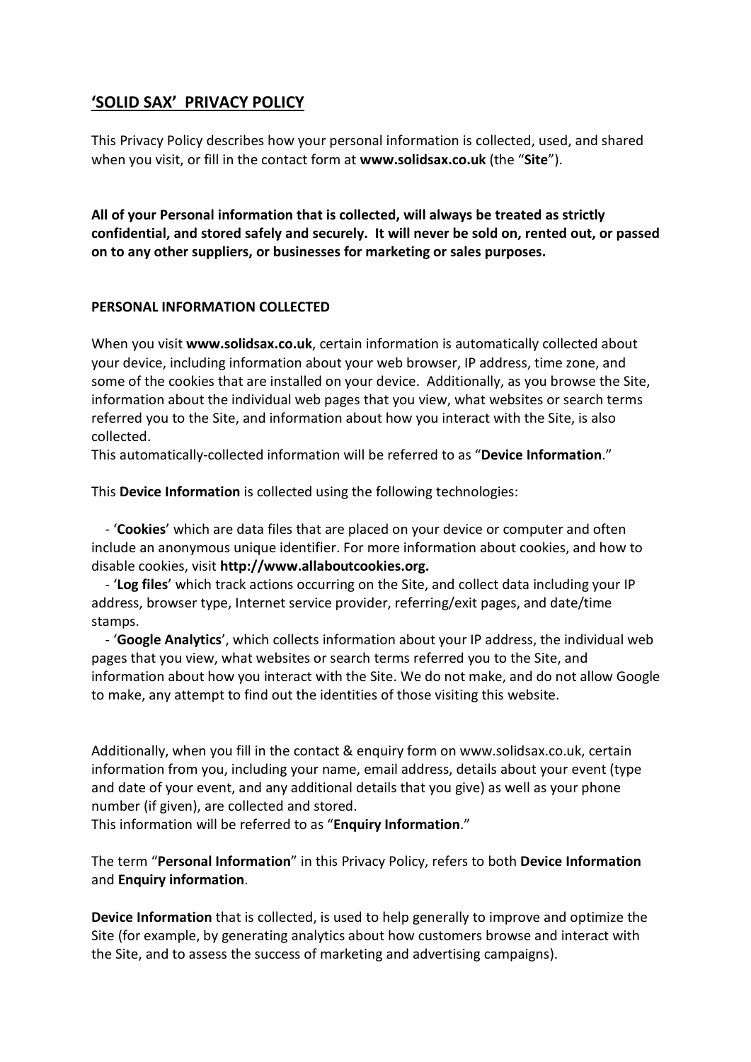## 'SOLID SAX' PRIVACY POLICY

This Privacy Policy describes how your personal information is collected, used, and shared when you visit, or fill in the contact form at **www.solidsax.co.uk** (the "**Site**").

**All of your Personal information that is collected, will always be treated as strictly confidential, and stored safely and securely. It will never be sold on, rented out, or passed on to any other suppliers, or businesses for marketing or sales purposes.**

**PERSONAL INFORMATION COLLECTED**

When you visit **www.solidsax.co.uk**, certain information is automatically collected about your device, including information about your web browser, IP address, time zone, and some of the cookies that are installed on your device. Additionally, as you browse the Site, information about the individual web pages that you view, what websites or search terms referred you to the Site, and information about how you interact with the Site, is also collected.
This automatically-collected information will be referred to as "**Device Information**."

This **Device Information** is collected using the following technologies:

- '**Cookies**' which are data files that are placed on your device or computer and often include an anonymous unique identifier. For more information about cookies, and how to disable cookies, visit **http://www.allaboutcookies.org.**
- '**Log files**' which track actions occurring on the Site, and collect data including your IP address, browser type, Internet service provider, referring/exit pages, and date/time stamps.
- '**Google Analytics**', which collects information about your IP address, the individual web pages that you view, what websites or search terms referred you to the Site, and information about how you interact with the Site. We do not make, and do not allow Google to make, any attempt to find out the identities of those visiting this website.

Additionally, when you fill in the contact & enquiry form on www.solidsax.co.uk, certain information from you, including your name, email address, details about your event (type and date of your event, and any additional details that you give) as well as your phone number (if given), are collected and stored.
This information will be referred to as "**Enquiry Information**."

The term "**Personal Information**" in this Privacy Policy, refers to both **Device Information** and **Enquiry information**.

**Device Information** that is collected, is used to help generally to improve and optimize the Site (for example, by generating analytics about how customers browse and interact with the Site, and to assess the success of marketing and advertising campaigns).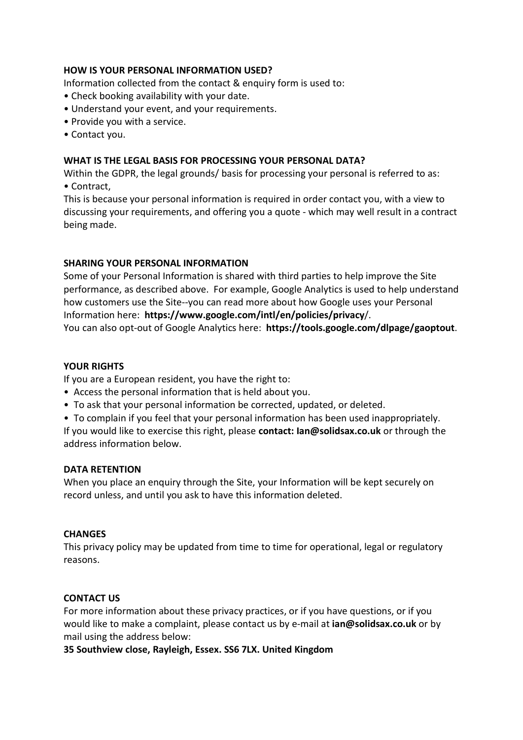**HOW IS YOUR PERSONAL INFORMATION USED?**

Information collected from the contact & enquiry form is used to:

- Check booking availability with your date.
- Understand your event, and your requirements.
- Provide you with a service.
- Contact you.

**WHAT IS THE LEGAL BASIS FOR PROCESSING YOUR PERSONAL DATA?**

Within the GDPR, the legal grounds/ basis for processing your personal is referred to as:

- Contract,

This is because your personal information is required in order contact you, with a view to discussing your requirements, and offering you a quote - which may well result in a contract being made.

**SHARING YOUR PERSONAL INFORMATION**

Some of your Personal Information is shared with third parties to help improve the Site performance, as described above. For example, Google Analytics is used to help understand how customers use the Site--you can read more about how Google uses your Personal Information here: **https://www.google.com/intl/en/policies/privacy**/.
You can also opt-out of Google Analytics here: **https://tools.google.com/dlpage/gaoptout**.

**YOUR RIGHTS**

If you are a European resident, you have the right to:

- Access the personal information that is held about you.
- To ask that your personal information be corrected, updated, or deleted.
- To complain if you feel that your personal information has been used inappropriately.

If you would like to exercise this right, please **contact: Ian@solidsax.co.uk** or through the address information below.

**DATA RETENTION**

When you place an enquiry through the Site, your Information will be kept securely on record unless, and until you ask to have this information deleted.

**CHANGES**

This privacy policy may be updated from time to time for operational, legal or regulatory reasons.

**CONTACT US**

For more information about these privacy practices, or if you have questions, or if you would like to make a complaint, please contact us by e-mail at **ian@solidsax.co.uk** or by mail using the address below:
**35 Southview close, Rayleigh, Essex. SS6 7LX. United Kingdom**